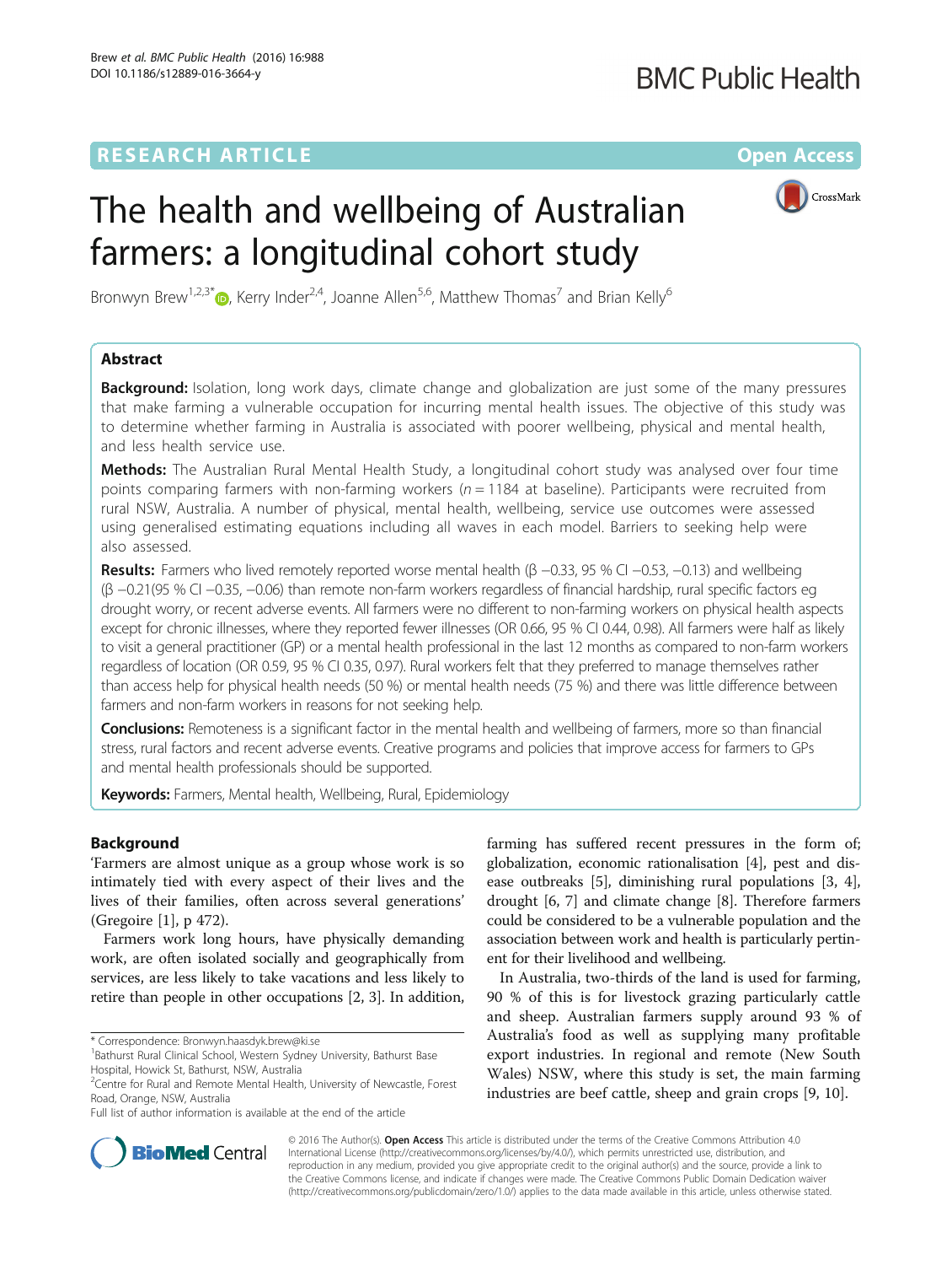RESEARCH ARTICLE

Open Access

# The health and wellbeing of Australian farmers: a longitudinal cohort study

Bronwyn Brew[1,2,3*], Kerry Inder[2,4], Joanne Allen[5,6], Matthew Thomas[7] and Brian Kelly[6]

## Abstract

**Background:** Isolation, long work days, climate change and globalization are just some of the many pressures that make farming a vulnerable occupation for incurring mental health issues. The objective of this study was to determine whether farming in Australia is associated with poorer wellbeing, physical and mental health, and less health service use.

**Methods:** The Australian Rural Mental Health Study, a longitudinal cohort study was analysed over four time points comparing farmers with non-farming workers ($n = 1184$ at baseline). Participants were recruited from rural NSW, Australia. A number of physical, mental health, wellbeing, service use outcomes were assessed using generalised estimating equations including all waves in each model. Barriers to seeking help were also assessed.

**Results:** Farmers who lived remotely reported worse mental health (β −0.33, 95 % CI −0.53, −0.13) and wellbeing (β −0.21(95 % CI −0.35, −0.06) than remote non-farm workers regardless of financial hardship, rural specific factors eg drought worry, or recent adverse events. All farmers were no different to non-farming workers on physical health aspects except for chronic illnesses, where they reported fewer illnesses (OR 0.66, 95 % CI 0.44, 0.98). All farmers were half as likely to visit a general practitioner (GP) or a mental health professional in the last 12 months as compared to non-farm workers regardless of location (OR 0.59, 95 % CI 0.35, 0.97). Rural workers felt that they preferred to manage themselves rather than access help for physical health needs (50 %) or mental health needs (75 %) and there was little difference between farmers and non-farm workers in reasons for not seeking help.

**Conclusions:** Remoteness is a significant factor in the mental health and wellbeing of farmers, more so than financial stress, rural factors and recent adverse events. Creative programs and policies that improve access for farmers to GPs and mental health professionals should be supported.

**Keywords:** Farmers, Mental health, Wellbeing, Rural, Epidemiology

## Background

'Farmers are almost unique as a group whose work is so intimately tied with every aspect of their lives and the lives of their families, often across several generations' (Gregoire [1], p 472).

Farmers work long hours, have physically demanding work, are often isolated socially and geographically from services, are less likely to take vacations and less likely to retire than people in other occupations [2, 3]. In addition, farming has suffered recent pressures in the form of; globalization, economic rationalisation [4], pest and disease outbreaks [5], diminishing rural populations [3, 4], drought [6, 7] and climate change [8]. Therefore farmers could be considered to be a vulnerable population and the association between work and health is particularly pertinent for their livelihood and wellbeing.

In Australia, two-thirds of the land is used for farming, 90 % of this is for livestock grazing particularly cattle and sheep. Australian farmers supply around 93 % of Australia's food as well as supplying many profitable export industries. In regional and remote (New South Wales) NSW, where this study is set, the main farming industries are beef cattle, sheep and grain crops [9, 10].

\* Correspondence: Bronwyn.haasdyk.brew@ki.se

[1]Bathurst Rural Clinical School, Western Sydney University, Bathurst Base Hospital, Howick St, Bathurst, NSW, Australia

[2]Centre for Rural and Remote Mental Health, University of Newcastle, Forest Road, Orange, NSW, Australia

Full list of author information is available at the end of the article

© 2016 The Author(s). **Open Access** This article is distributed under the terms of the Creative Commons Attribution 4.0 International License (http://creativecommons.org/licenses/by/4.0/), which permits unrestricted use, distribution, and reproduction in any medium, provided you give appropriate credit to the original author(s) and the source, provide a link to the Creative Commons license, and indicate if changes were made. The Creative Commons Public Domain Dedication waiver (http://creativecommons.org/publicdomain/zero/1.0/) applies to the data made available in this article, unless otherwise stated.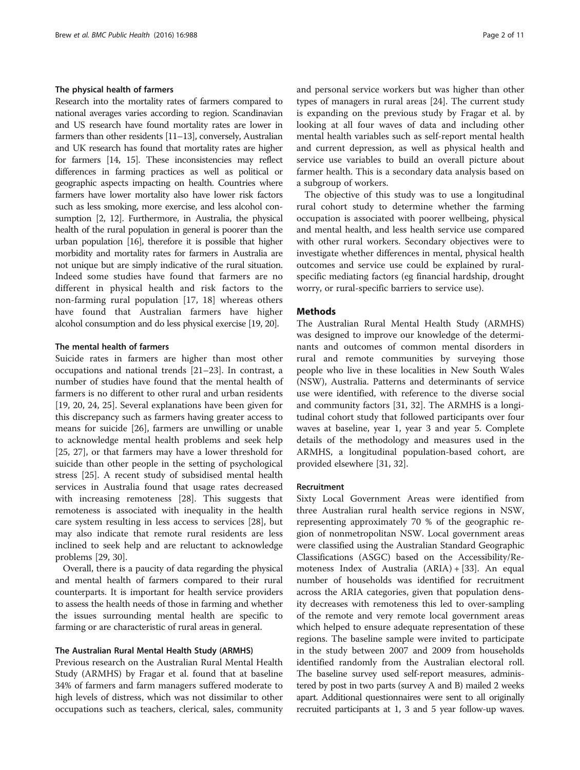### The physical health of farmers

Research into the mortality rates of farmers compared to national averages varies according to region. Scandinavian and US research have found mortality rates are lower in farmers than other residents [11–13], conversely, Australian and UK research has found that mortality rates are higher for farmers [14, 15]. These inconsistencies may reflect differences in farming practices as well as political or geographic aspects impacting on health. Countries where farmers have lower mortality also have lower risk factors such as less smoking, more exercise, and less alcohol consumption [2, 12]. Furthermore, in Australia, the physical health of the rural population in general is poorer than the urban population [16], therefore it is possible that higher morbidity and mortality rates for farmers in Australia are not unique but are simply indicative of the rural situation. Indeed some studies have found that farmers are no different in physical health and risk factors to the non-farming rural population [17, 18] whereas others have found that Australian farmers have higher alcohol consumption and do less physical exercise [19, 20].

### The mental health of farmers

Suicide rates in farmers are higher than most other occupations and national trends [21–23]. In contrast, a number of studies have found that the mental health of farmers is no different to other rural and urban residents [19, 20, 24, 25]. Several explanations have been given for this discrepancy such as farmers having greater access to means for suicide [26], farmers are unwilling or unable to acknowledge mental health problems and seek help [25, 27], or that farmers may have a lower threshold for suicide than other people in the setting of psychological stress [25]. A recent study of subsidised mental health services in Australia found that usage rates decreased with increasing remoteness [28]. This suggests that remoteness is associated with inequality in the health care system resulting in less access to services [28], but may also indicate that remote rural residents are less inclined to seek help and are reluctant to acknowledge problems [29, 30].

Overall, there is a paucity of data regarding the physical and mental health of farmers compared to their rural counterparts. It is important for health service providers to assess the health needs of those in farming and whether the issues surrounding mental health are specific to farming or are characteristic of rural areas in general.

### The Australian Rural Mental Health Study (ARMHS)

Previous research on the Australian Rural Mental Health Study (ARMHS) by Fragar et al. found that at baseline 34% of farmers and farm managers suffered moderate to high levels of distress, which was not dissimilar to other occupations such as teachers, clerical, sales, community and personal service workers but was higher than other types of managers in rural areas [24]. The current study is expanding on the previous study by Fragar et al. by looking at all four waves of data and including other mental health variables such as self-report mental health and current depression, as well as physical health and service use variables to build an overall picture about farmer health. This is a secondary data analysis based on a subgroup of workers.

The objective of this study was to use a longitudinal rural cohort study to determine whether the farming occupation is associated with poorer wellbeing, physical and mental health, and less health service use compared with other rural workers. Secondary objectives were to investigate whether differences in mental, physical health outcomes and service use could be explained by rural-specific mediating factors (eg financial hardship, drought worry, or rural-specific barriers to service use).

## Methods

The Australian Rural Mental Health Study (ARMHS) was designed to improve our knowledge of the determinants and outcomes of common mental disorders in rural and remote communities by surveying those people who live in these localities in New South Wales (NSW), Australia. Patterns and determinants of service use were identified, with reference to the diverse social and community factors [31, 32]. The ARMHS is a longitudinal cohort study that followed participants over four waves at baseline, year 1, year 3 and year 5. Complete details of the methodology and measures used in the ARMHS, a longitudinal population-based cohort, are provided elsewhere [31, 32].

### Recruitment

Sixty Local Government Areas were identified from three Australian rural health service regions in NSW, representing approximately 70 % of the geographic region of nonmetropolitan NSW. Local government areas were classified using the Australian Standard Geographic Classifications (ASGC) based on the Accessibility/Remoteness Index of Australia (ARIA) + [33]. An equal number of households was identified for recruitment across the ARIA categories, given that population density decreases with remoteness this led to over-sampling of the remote and very remote local government areas which helped to ensure adequate representation of these regions. The baseline sample were invited to participate in the study between 2007 and 2009 from households identified randomly from the Australian electoral roll. The baseline survey used self-report measures, administered by post in two parts (survey A and B) mailed 2 weeks apart. Additional questionnaires were sent to all originally recruited participants at 1, 3 and 5 year follow-up waves.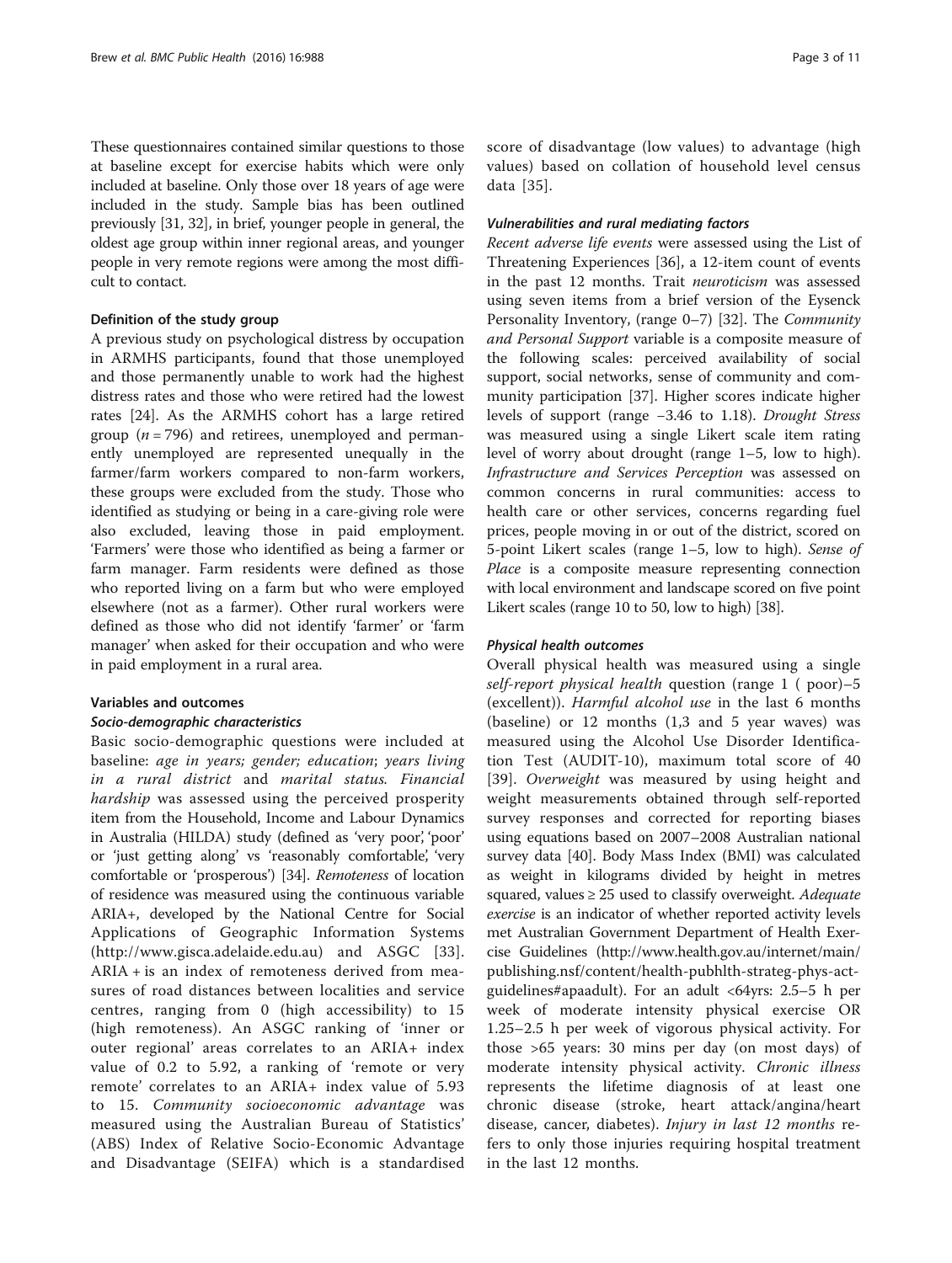These questionnaires contained similar questions to those at baseline except for exercise habits which were only included at baseline. Only those over 18 years of age were included in the study. Sample bias has been outlined previously [31, 32], in brief, younger people in general, the oldest age group within inner regional areas, and younger people in very remote regions were among the most difficult to contact.

#### Definition of the study group

A previous study on psychological distress by occupation in ARMHS participants, found that those unemployed and those permanently unable to work had the highest distress rates and those who were retired had the lowest rates [24]. As the ARMHS cohort has a large retired group ($n = 796$) and retirees, unemployed and permanently unemployed are represented unequally in the farmer/farm workers compared to non-farm workers, these groups were excluded from the study. Those who identified as studying or being in a care-giving role were also excluded, leaving those in paid employment. 'Farmers' were those who identified as being a farmer or farm manager. Farm residents were defined as those who reported living on a farm but who were employed elsewhere (not as a farmer). Other rural workers were defined as those who did not identify 'farmer' or 'farm manager' when asked for their occupation and who were in paid employment in a rural area.

#### Variables and outcomes

##### Socio-demographic characteristics

Basic socio-demographic questions were included at baseline: *age in years; gender; education*; *years living in a rural district* and *marital status*. *Financial hardship* was assessed using the perceived prosperity item from the Household, Income and Labour Dynamics in Australia (HILDA) study (defined as 'very poor', 'poor' or 'just getting along' vs 'reasonably comfortable', 'very comfortable or 'prosperous') [34]. *Remoteness* of location of residence was measured using the continuous variable ARIA+, developed by the National Centre for Social Applications of Geographic Information Systems (http://www.gisca.adelaide.edu.au) and ASGC [33]. ARIA + is an index of remoteness derived from measures of road distances between localities and service centres, ranging from 0 (high accessibility) to 15 (high remoteness). An ASGC ranking of 'inner or outer regional' areas correlates to an ARIA+ index value of 0.2 to 5.92, a ranking of 'remote or very remote' correlates to an ARIA+ index value of 5.93 to 15. *Community socioeconomic advantage* was measured using the Australian Bureau of Statistics' (ABS) Index of Relative Socio-Economic Advantage and Disadvantage (SEIFA) which is a standardised score of disadvantage (low values) to advantage (high values) based on collation of household level census data [35].

##### Vulnerabilities and rural mediating factors

*Recent adverse life events* were assessed using the List of Threatening Experiences [36], a 12-item count of events in the past 12 months. Trait *neuroticism* was assessed using seven items from a brief version of the Eysenck Personality Inventory, (range 0–7) [32]. The *Community and Personal Support* variable is a composite measure of the following scales: perceived availability of social support, social networks, sense of community and community participation [37]. Higher scores indicate higher levels of support (range −3.46 to 1.18). *Drought Stress* was measured using a single Likert scale item rating level of worry about drought (range 1–5, low to high). *Infrastructure and Services Perception* was assessed on common concerns in rural communities: access to health care or other services, concerns regarding fuel prices, people moving in or out of the district, scored on 5-point Likert scales (range 1–5, low to high). *Sense of Place* is a composite measure representing connection with local environment and landscape scored on five point Likert scales (range 10 to 50, low to high) [38].

##### Physical health outcomes

Overall physical health was measured using a single *self-report physical health* question (range 1 ( poor)–5 (excellent)). *Harmful alcohol use* in the last 6 months (baseline) or 12 months (1,3 and 5 year waves) was measured using the Alcohol Use Disorder Identification Test (AUDIT-10), maximum total score of 40 [39]. *Overweight* was measured by using height and weight measurements obtained through self-reported survey responses and corrected for reporting biases using equations based on 2007–2008 Australian national survey data [40]. Body Mass Index (BMI) was calculated as weight in kilograms divided by height in metres squared, values ≥ 25 used to classify overweight. *Adequate exercise* is an indicator of whether reported activity levels met Australian Government Department of Health Exercise Guidelines (http://www.health.gov.au/internet/main/publishing.nsf/content/health-pubhlth-strateg-phys-act-guidelines#apaadult). For an adult <64yrs: 2.5–5 h per week of moderate intensity physical exercise OR 1.25–2.5 h per week of vigorous physical activity. For those >65 years: 30 mins per day (on most days) of moderate intensity physical activity. *Chronic illness* represents the lifetime diagnosis of at least one chronic disease (stroke, heart attack/angina/heart disease, cancer, diabetes). *Injury in last 12 months* refers to only those injuries requiring hospital treatment in the last 12 months.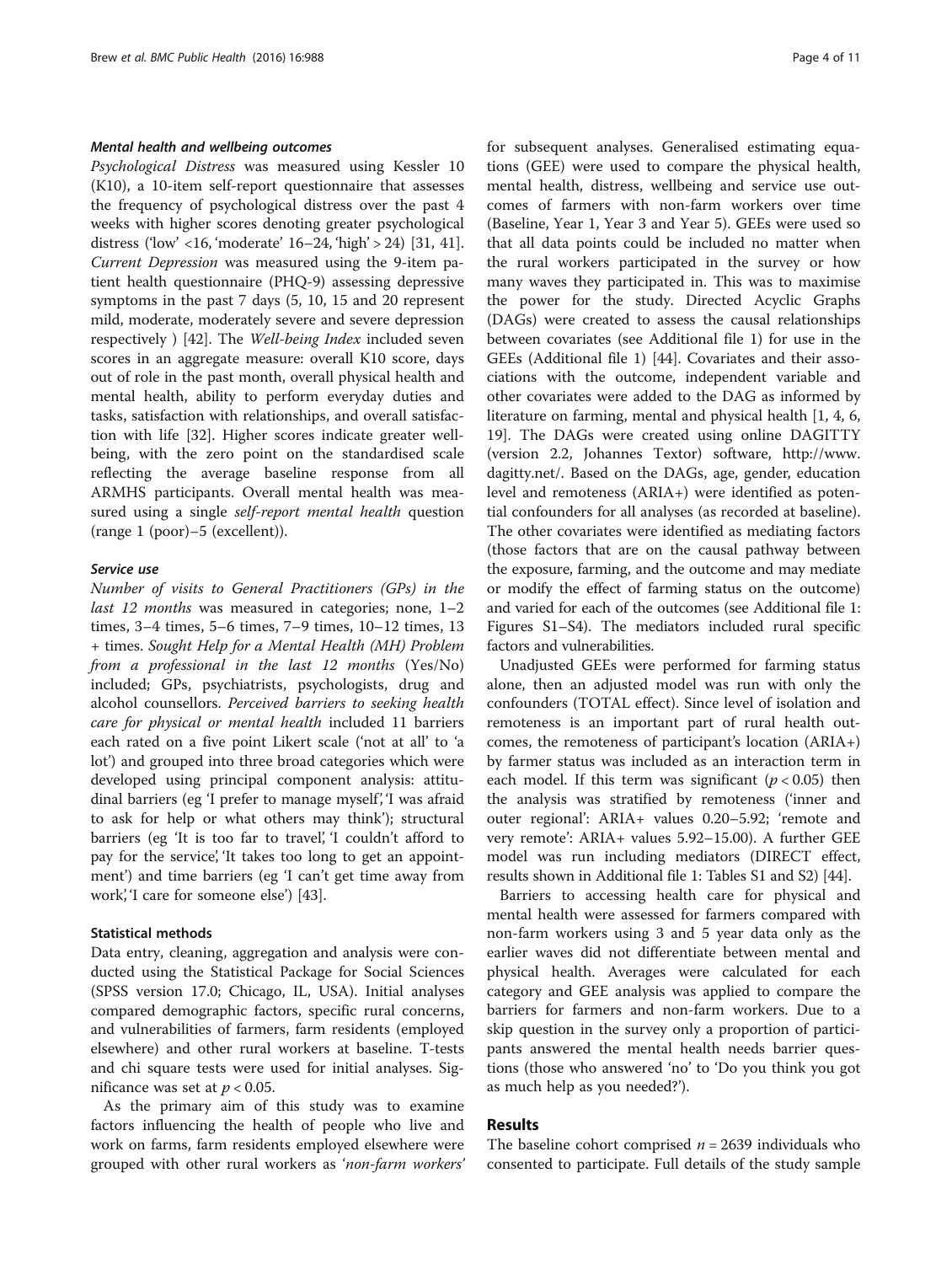#### *Mental health and wellbeing outcomes*

*Psychological Distress* was measured using Kessler 10 (K10), a 10-item self-report questionnaire that assesses the frequency of psychological distress over the past 4 weeks with higher scores denoting greater psychological distress ('low' <16, 'moderate' 16–24, 'high' > 24) [31, 41]. *Current Depression* was measured using the 9-item patient health questionnaire (PHQ-9) assessing depressive symptoms in the past 7 days (5, 10, 15 and 20 represent mild, moderate, moderately severe and severe depression respectively ) [42]. The *Well-being Index* included seven scores in an aggregate measure: overall K10 score, days out of role in the past month, overall physical health and mental health, ability to perform everyday duties and tasks, satisfaction with relationships, and overall satisfaction with life [32]. Higher scores indicate greater wellbeing, with the zero point on the standardised scale reflecting the average baseline response from all ARMHS participants. Overall mental health was measured using a single *self-report mental health* question (range 1 (poor)–5 (excellent)).

#### *Service use*

*Number of visits to General Practitioners (GPs) in the last 12 months* was measured in categories; none, 1–2 times, 3–4 times, 5–6 times, 7–9 times, 10–12 times, 13 + times. *Sought Help for a Mental Health (MH) Problem from a professional in the last 12 months* (Yes/No) included; GPs, psychiatrists, psychologists, drug and alcohol counsellors. *Perceived barriers to seeking health care for physical or mental health* included 11 barriers each rated on a five point Likert scale ('not at all' to 'a lot') and grouped into three broad categories which were developed using principal component analysis: attitudinal barriers (eg 'I prefer to manage myself', 'I was afraid to ask for help or what others may think'); structural barriers (eg 'It is too far to travel', 'I couldn't afford to pay for the service', 'It takes too long to get an appointment') and time barriers (eg 'I can't get time away from work', 'I care for someone else') [43].

### Statistical methods

Data entry, cleaning, aggregation and analysis were conducted using the Statistical Package for Social Sciences (SPSS version 17.0; Chicago, IL, USA). Initial analyses compared demographic factors, specific rural concerns, and vulnerabilities of farmers, farm residents (employed elsewhere) and other rural workers at baseline. T-tests and chi square tests were used for initial analyses. Significance was set at $p < 0.05$.

As the primary aim of this study was to examine factors influencing the health of people who live and work on farms, farm residents employed elsewhere were grouped with other rural workers as '*non-farm workers*' for subsequent analyses. Generalised estimating equations (GEE) were used to compare the physical health, mental health, distress, wellbeing and service use outcomes of farmers with non-farm workers over time (Baseline, Year 1, Year 3 and Year 5). GEEs were used so that all data points could be included no matter when the rural workers participated in the survey or how many waves they participated in. This was to maximise the power for the study. Directed Acyclic Graphs (DAGs) were created to assess the causal relationships between covariates (see Additional file 1) for use in the GEEs (Additional file 1) [44]. Covariates and their associations with the outcome, independent variable and other covariates were added to the DAG as informed by literature on farming, mental and physical health [1, 4, 6, 19]. The DAGs were created using online DAGITTY (version 2.2, Johannes Textor) software, http://www.dagitty.net/. Based on the DAGs, age, gender, education level and remoteness (ARIA+) were identified as potential confounders for all analyses (as recorded at baseline). The other covariates were identified as mediating factors (those factors that are on the causal pathway between the exposure, farming, and the outcome and may mediate or modify the effect of farming status on the outcome) and varied for each of the outcomes (see Additional file 1: Figures S1–S4). The mediators included rural specific factors and vulnerabilities.

Unadjusted GEEs were performed for farming status alone, then an adjusted model was run with only the confounders (TOTAL effect). Since level of isolation and remoteness is an important part of rural health outcomes, the remoteness of participant's location (ARIA+) by farmer status was included as an interaction term in each model. If this term was significant ($p < 0.05$) then the analysis was stratified by remoteness ('inner and outer regional': ARIA+ values 0.20–5.92; 'remote and very remote': ARIA+ values 5.92–15.00). A further GEE model was run including mediators (DIRECT effect, results shown in Additional file 1: Tables S1 and S2) [44].

Barriers to accessing health care for physical and mental health were assessed for farmers compared with non-farm workers using 3 and 5 year data only as the earlier waves did not differentiate between mental and physical health. Averages were calculated for each category and GEE analysis was applied to compare the barriers for farmers and non-farm workers. Due to a skip question in the survey only a proportion of participants answered the mental health needs barrier questions (those who answered 'no' to 'Do you think you got as much help as you needed?').

## Results

The baseline cohort comprised $n = 2639$ individuals who consented to participate. Full details of the study sample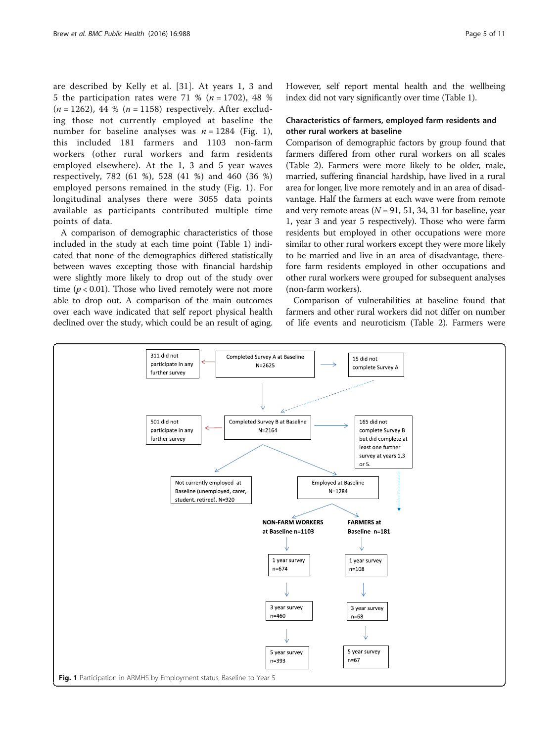are described by Kelly et al. [31]. At years 1, 3 and 5 the participation rates were 71 % ($n = 1702$), 48 % ($n = 1262$), 44 % ($n = 1158$) respectively. After excluding those not currently employed at baseline the number for baseline analyses was $n = 1284$ (Fig. 1), this included 181 farmers and 1103 non-farm workers (other rural workers and farm residents employed elsewhere). At the 1, 3 and 5 year waves respectively, 782 (61 %), 528 (41 %) and 460 (36 %) employed persons remained in the study (Fig. 1). For longitudinal analyses there were 3055 data points available as participants contributed multiple time points of data.

A comparison of demographic characteristics of those included in the study at each time point (Table 1) indicated that none of the demographics differed statistically between waves excepting those with financial hardship were slightly more likely to drop out of the study over time ($p < 0.01$). Those who lived remotely were not more able to drop out. A comparison of the main outcomes over each wave indicated that self report physical health declined over the study, which could be an result of aging. However, self report mental health and the wellbeing index did not vary significantly over time (Table 1).

### Characteristics of farmers, employed farm residents and other rural workers at baseline

Comparison of demographic factors by group found that farmers differed from other rural workers on all scales (Table 2). Farmers were more likely to be older, male, married, suffering financial hardship, have lived in a rural area for longer, live more remotely and in an area of disadvantage. Half the farmers at each wave were from remote and very remote areas ($N = 91$, 51, 34, 31 for baseline, year 1, year 3 and year 5 respectively). Those who were farm residents but employed in other occupations were more similar to other rural workers except they were more likely to be married and live in an area of disadvantage, therefore farm residents employed in other occupations and other rural workers were grouped for subsequent analyses (non-farm workers).

Comparison of vulnerabilities at baseline found that farmers and other rural workers did not differ on number of life events and neuroticism (Table 2). Farmers were

**Fig. 1** Participation in ARMHS by Employment status, Baseline to Year 5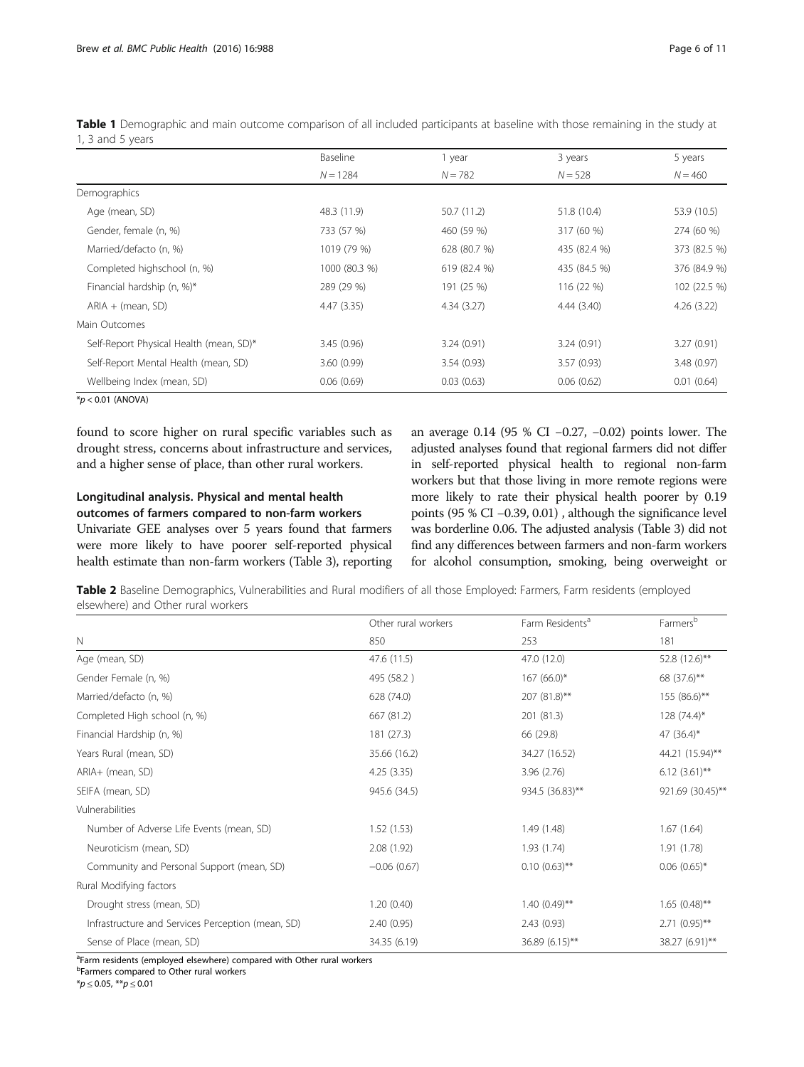**Table 1** Demographic and main outcome comparison of all included participants at baseline with those remaining in the study at 1, 3 and 5 years

| | Baseline | 1 year | 3 years | 5 years |
|---|---|---|---|---|
| | $N = 1284$ | $N = 782$ | $N = 528$ | $N = 460$ |
| Demographics | | | | |
| Age (mean, SD) | 48.3 (11.9) | 50.7 (11.2) | 51.8 (10.4) | 53.9 (10.5) |
| Gender, female (n, %) | 733 (57 %) | 460 (59 %) | 317 (60 %) | 274 (60 %) |
| Married/defacto (n, %) | 1019 (79 %) | 628 (80.7 %) | 435 (82.4 %) | 373 (82.5 %) |
| Completed highschool (n, %) | 1000 (80.3 %) | 619 (82.4 %) | 435 (84.5 %) | 376 (84.9 %) |
| Financial hardship (n, %)* | 289 (29 %) | 191 (25 %) | 116 (22 %) | 102 (22.5 %) |
| ARIA + (mean, SD) | 4.47 (3.35) | 4.34 (3.27) | 4.44 (3.40) | 4.26 (3.22) |
| Main Outcomes | | | | |
| Self-Report Physical Health (mean, SD)* | 3.45 (0.96) | 3.24 (0.91) | 3.24 (0.91) | 3.27 (0.91) |
| Self-Report Mental Health (mean, SD) | 3.60 (0.99) | 3.54 (0.93) | 3.57 (0.93) | 3.48 (0.97) |
| Wellbeing Index (mean, SD) | 0.06 (0.69) | 0.03 (0.63) | 0.06 (0.62) | 0.01 (0.64) |

*$p < 0.01$ (ANOVA)

found to score higher on rural specific variables such as drought stress, concerns about infrastructure and services, and a higher sense of place, than other rural workers.

### Longitudinal analysis. Physical and mental health outcomes of farmers compared to non-farm workers

Univariate GEE analyses over 5 years found that farmers were more likely to have poorer self-reported physical health estimate than non-farm workers (Table 3), reporting an average 0.14 (95 % CI −0.27, −0.02) points lower. The adjusted analyses found that regional farmers did not differ in self-reported physical health to regional non-farm workers but that those living in more remote regions were more likely to rate their physical health poorer by 0.19 points (95 % CI −0.39, 0.01) , although the significance level was borderline 0.06. The adjusted analysis (Table 3) did not find any differences between farmers and non-farm workers for alcohol consumption, smoking, being overweight or

**Table 2** Baseline Demographics, Vulnerabilities and Rural modifiers of all those Employed: Farmers, Farm residents (employed elsewhere) and Other rural workers

| | Other rural workers | Farm Residents[a] | Farmers[b] |
|---|---|---|---|
| N | 850 | 253 | 181 |
| Age (mean, SD) | 47.6 (11.5) | 47.0 (12.0) | 52.8 (12.6)** |
| Gender Female (n, %) | 495 (58.2 ) | 167 (66.0)* | 68 (37.6)** |
| Married/defacto (n, %) | 628 (74.0) | 207 (81.8)** | 155 (86.6)** |
| Completed High school (n, %) | 667 (81.2) | 201 (81.3) | 128 (74.4)* |
| Financial Hardship (n, %) | 181 (27.3) | 66 (29.8) | 47 (36.4)* |
| Years Rural (mean, SD) | 35.66 (16.2) | 34.27 (16.52) | 44.21 (15.94)** |
| ARIA+ (mean, SD) | 4.25 (3.35) | 3.96 (2.76) | 6.12 (3.61)** |
| SEIFA (mean, SD) | 945.6 (34.5) | 934.5 (36.83)** | 921.69 (30.45)** |
| Vulnerabilities | | | |
| Number of Adverse Life Events (mean, SD) | 1.52 (1.53) | 1.49 (1.48) | 1.67 (1.64) |
| Neuroticism (mean, SD) | 2.08 (1.92) | 1.93 (1.74) | 1.91 (1.78) |
| Community and Personal Support (mean, SD) | −0.06 (0.67) | 0.10 (0.63)** | 0.06 (0.65)* |
| Rural Modifying factors | | | |
| Drought stress (mean, SD) | 1.20 (0.40) | 1.40 (0.49)** | 1.65 (0.48)** |
| Infrastructure and Services Perception (mean, SD) | 2.40 (0.95) | 2.43 (0.93) | 2.71 (0.95)** |
| Sense of Place (mean, SD) | 34.35 (6.19) | 36.89 (6.15)** | 38.27 (6.91)** |

[a]Farm residents (employed elsewhere) compared with Other rural workers

[b]Farmers compared to Other rural workers

*$p \leq 0.05$, **$p \leq 0.01$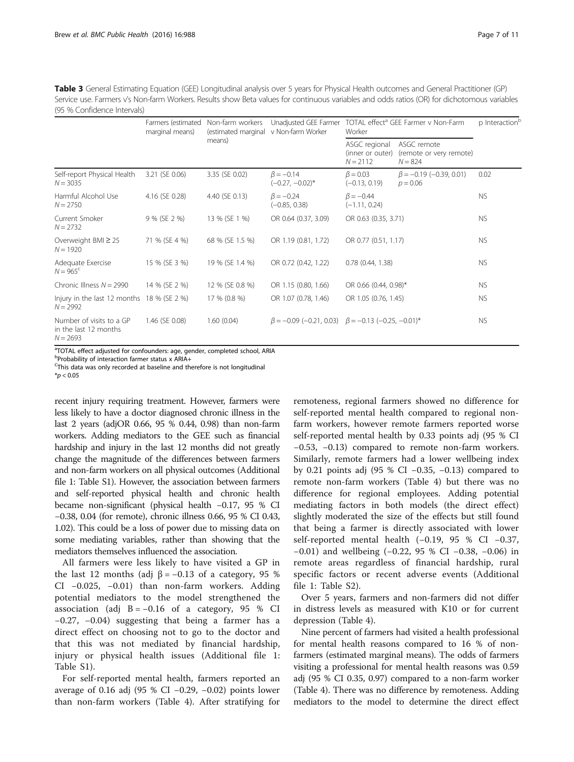**Table 3** General Estimating Equation (GEE) Longitudinal analysis over 5 years for Physical Health outcomes and General Practitioner (GP) Service use. Farmers v's Non-farm Workers. Results show Beta values for continuous variables and odds ratios (OR) for dichotomous variables (95 % Confidence Intervals)

| | Farmers (estimated marginal means) | Non-farm workers (estimated marginal means) | Unadjusted GEE Farmer v Non-farm Worker | TOTAL effect[a] GEE Farmer v Non-Farm Worker | | p Interaction[b] |
|---|---|---|---|---|---|---|
| | | | | ASGC regional (inner or outer) $N = 2112$ | ASGC remote (remote or very remote) $N = 824$ | |
| Self-report Physical Health $N = 3035$ | 3.21 (SE 0.06) | 3.35 (SE 0.02) | $\beta = -0.14$ $(-0.27, -0.02)$* | $\beta = 0.03$ $(-0.13, 0.19)$ | $\beta = -0.19$ $(-0.39, 0.01)$ $p = 0.06$ | 0.02 |
| Harmful Alcohol Use $N = 2750$ | 4.16 (SE 0.28) | 4.40 (SE 0.13) | $\beta = -0.24$ $(-0.85, 0.38)$ | $\beta = -0.44$ $(-1.11, 0.24)$ | | NS |
| Current Smoker $N = 2732$ | 9 % (SE 2 %) | 13 % (SE 1 %) | OR 0.64 (0.37, 3.09) | OR 0.63 (0.35, 3.71) | | NS |
| Overweight BMI ≥ 25 $N = 1920$ | 71 % (SE 4 %) | 68 % (SE 1.5 %) | OR 1.19 (0.81, 1.72) | OR 0.77 (0.51, 1.17) | | NS |
| Adequate Exercise $N = 965$[c] | 15 % (SE 3 %) | 19 % (SE 1.4 %) | OR 0.72 (0.42, 1.22) | 0.78 (0.44, 1.38) | | NS |
| Chronic Illness $N = 2990$ | 14 % (SE 2 %) | 12 % (SE 0.8 %) | OR 1.15 (0.80, 1.66) | OR 0.66 (0.44, 0.98)* | | NS |
| Injury in the last 12 months $N = 2992$ | 18 % (SE 2 %) | 17 % (0.8 %) | OR 1.07 (0.78, 1.46) | OR 1.05 (0.76, 1.45) | | NS |
| Number of visits to a GP in the last 12 months $N = 2693$ | 1.46 (SE 0.08) | 1.60 (0.04) | $\beta = -0.09$ $(-0.21, 0.03)$ | $\beta = -0.13$ $(-0.25, -0.01)$* | | NS |

[a]TOTAL effect adjusted for confounders: age, gender, completed school, ARIA
[b]Probability of interaction farmer status x ARIA+
[c]This data was only recorded at baseline and therefore is not longitudinal
*$p < 0.05$

recent injury requiring treatment. However, farmers were less likely to have a doctor diagnosed chronic illness in the last 2 years (adjOR 0.66, 95 % 0.44, 0.98) than non-farm workers. Adding mediators to the GEE such as financial hardship and injury in the last 12 months did not greatly change the magnitude of the differences between farmers and non-farm workers on all physical outcomes (Additional file 1: Table S1). However, the association between farmers and self-reported physical health and chronic health became non-significant (physical health −0.17, 95 % CI −0.38, 0.04 (for remote), chronic illness 0.66, 95 % CI 0.43, 1.02). This could be a loss of power due to missing data on some mediating variables, rather than showing that the mediators themselves influenced the association.

All farmers were less likely to have visited a GP in the last 12 months (adj $\beta = -0.13$ of a category, 95 % CI −0.025, −0.01) than non-farm workers. Adding potential mediators to the model strengthened the association (adj $B = -0.16$ of a category, 95 % CI −0.27, −0.04) suggesting that being a farmer has a direct effect on choosing not to go to the doctor and that this was not mediated by financial hardship, injury or physical health issues (Additional file 1: Table S1).

For self-reported mental health, farmers reported an average of 0.16 adj (95 % CI −0.29, −0.02) points lower than non-farm workers (Table 4). After stratifying for remoteness, regional farmers showed no difference for self-reported mental health compared to regional non-farm workers, however remote farmers reported worse self-reported mental health by 0.33 points adj (95 % CI −0.53, −0.13) compared to remote non-farm workers. Similarly, remote farmers had a lower wellbeing index by 0.21 points adj (95 % CI −0.35, −0.13) compared to remote non-farm workers (Table 4) but there was no difference for regional employees. Adding potential mediating factors in both models (the direct effect) slightly moderated the size of the effects but still found that being a farmer is directly associated with lower self-reported mental health (−0.19, 95 % CI −0.37, −0.01) and wellbeing (−0.22, 95 % CI −0.38, −0.06) in remote areas regardless of financial hardship, rural specific factors or recent adverse events (Additional file 1: Table S2).

Over 5 years, farmers and non-farmers did not differ in distress levels as measured with K10 or for current depression (Table 4).

Nine percent of farmers had visited a health professional for mental health reasons compared to 16 % of non-farmers (estimated marginal means). The odds of farmers visiting a professional for mental health reasons was 0.59 adj (95 % CI 0.35, 0.97) compared to a non-farm worker (Table 4). There was no difference by remoteness. Adding mediators to the model to determine the direct effect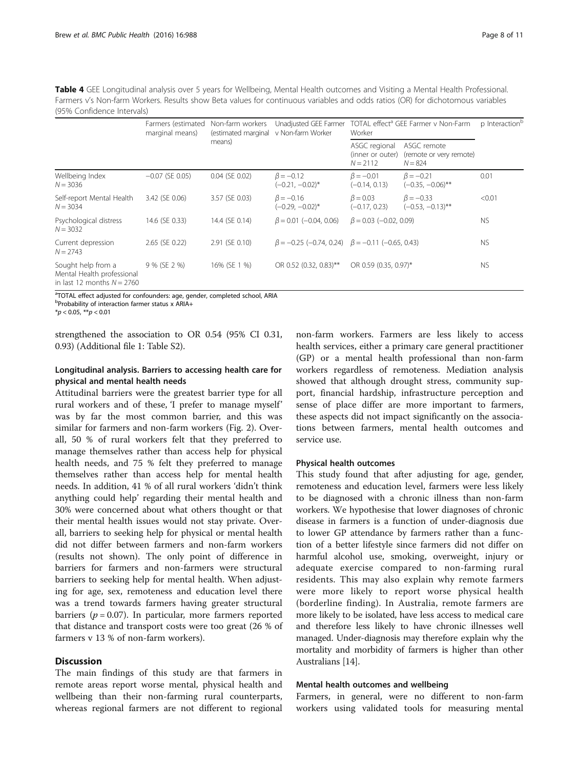**Table 4** GEE Longitudinal analysis over 5 years for Wellbeing, Mental Health outcomes and Visiting a Mental Health Professional. Farmers v's Non-farm Workers. Results show Beta values for continuous variables and odds ratios (OR) for dichotomous variables (95% Confidence Intervals)

| | Farmers (estimated marginal means) | Non-farm workers (estimated marginal means) | Unadjusted GEE Farmer v Non-farm Worker | TOTAL effect[a] GEE Farmer v Non-Farm Worker | | p Interaction[b] |
|---|---|---|---|---|---|---|
| | | | | ASGC regional (inner or outer) $N = 2112$ | ASGC remote (remote or very remote) $N = 824$ | |
| Wellbeing Index $N = 3036$ | −0.07 (SE 0.05) | 0.04 (SE 0.02) | $\beta = -0.12$ (−0.21, −0.02)* | $\beta = -0.01$ (−0.14, 0.13) | $\beta = -0.21$ (−0.35, −0.06)** | 0.01 |
| Self-report Mental Health $N = 3034$ | 3.42 (SE 0.06) | 3.57 (SE 0.03) | $\beta = -0.16$ (−0.29, −0.02)* | $\beta = 0.03$ (−0.17, 0.23) | $\beta = -0.33$ (−0.53, −0.13)** | <0.01 |
| Psychological distress $N = 3032$ | 14.6 (SE 0.33) | 14.4 (SE 0.14) | $\beta = 0.01$ (−0.04, 0.06) | $\beta = 0.03$ (−0.02, 0.09) | | NS |
| Current depression $N = 2743$ | 2.65 (SE 0.22) | 2.91 (SE 0.10) | $\beta = -0.25$ (−0.74, 0.24) | $\beta = -0.11$ (−0.65, 0.43) | | NS |
| Sought help from a Mental Health professional in last 12 months $N = 2760$ | 9 % (SE 2 %) | 16% (SE 1 %) | OR 0.52 (0.32, 0.83)** | OR 0.59 (0.35, 0.97)* | | NS |

[a]TOTAL effect adjusted for confounders: age, gender, completed school, ARIA
[b]Probability of interaction farmer status x ARIA+
*$p < 0.05$, **$p < 0.01$

strengthened the association to OR 0.54 (95% CI 0.31, 0.93) (Additional file 1: Table S2).

### Longitudinal analysis. Barriers to accessing health care for physical and mental health needs

Attitudinal barriers were the greatest barrier type for all rural workers and of these, 'I prefer to manage myself' was by far the most common barrier, and this was similar for farmers and non-farm workers (Fig. 2). Overall, 50 % of rural workers felt that they preferred to manage themselves rather than access help for physical health needs, and 75 % felt they preferred to manage themselves rather than access help for mental health needs. In addition, 41 % of all rural workers 'didn't think anything could help' regarding their mental health and 30% were concerned about what others thought or that their mental health issues would not stay private. Overall, barriers to seeking help for physical or mental health did not differ between farmers and non-farm workers (results not shown). The only point of difference in barriers for farmers and non-farmers were structural barriers to seeking help for mental health. When adjusting for age, sex, remoteness and education level there was a trend towards farmers having greater structural barriers ($p = 0.07$). In particular, more farmers reported that distance and transport costs were too great (26 % of farmers v 13 % of non-farm workers).

## Discussion

The main findings of this study are that farmers in remote areas report worse mental, physical health and wellbeing than their non-farming rural counterparts, whereas regional farmers are not different to regional non-farm workers. Farmers are less likely to access health services, either a primary care general practitioner (GP) or a mental health professional than non-farm workers regardless of remoteness. Mediation analysis showed that although drought stress, community support, financial hardship, infrastructure perception and sense of place differ are more important to farmers, these aspects did not impact significantly on the associations between farmers, mental health outcomes and service use.

### Physical health outcomes

This study found that after adjusting for age, gender, remoteness and education level, farmers were less likely to be diagnosed with a chronic illness than non-farm workers. We hypothesise that lower diagnoses of chronic disease in farmers is a function of under-diagnosis due to lower GP attendance by farmers rather than a function of a better lifestyle since farmers did not differ on harmful alcohol use, smoking, overweight, injury or adequate exercise compared to non-farming rural residents. This may also explain why remote farmers were more likely to report worse physical health (borderline finding). In Australia, remote farmers are more likely to be isolated, have less access to medical care and therefore less likely to have chronic illnesses well managed. Under-diagnosis may therefore explain why the mortality and morbidity of farmers is higher than other Australians [14].

### Mental health outcomes and wellbeing

Farmers, in general, were no different to non-farm workers using validated tools for measuring mental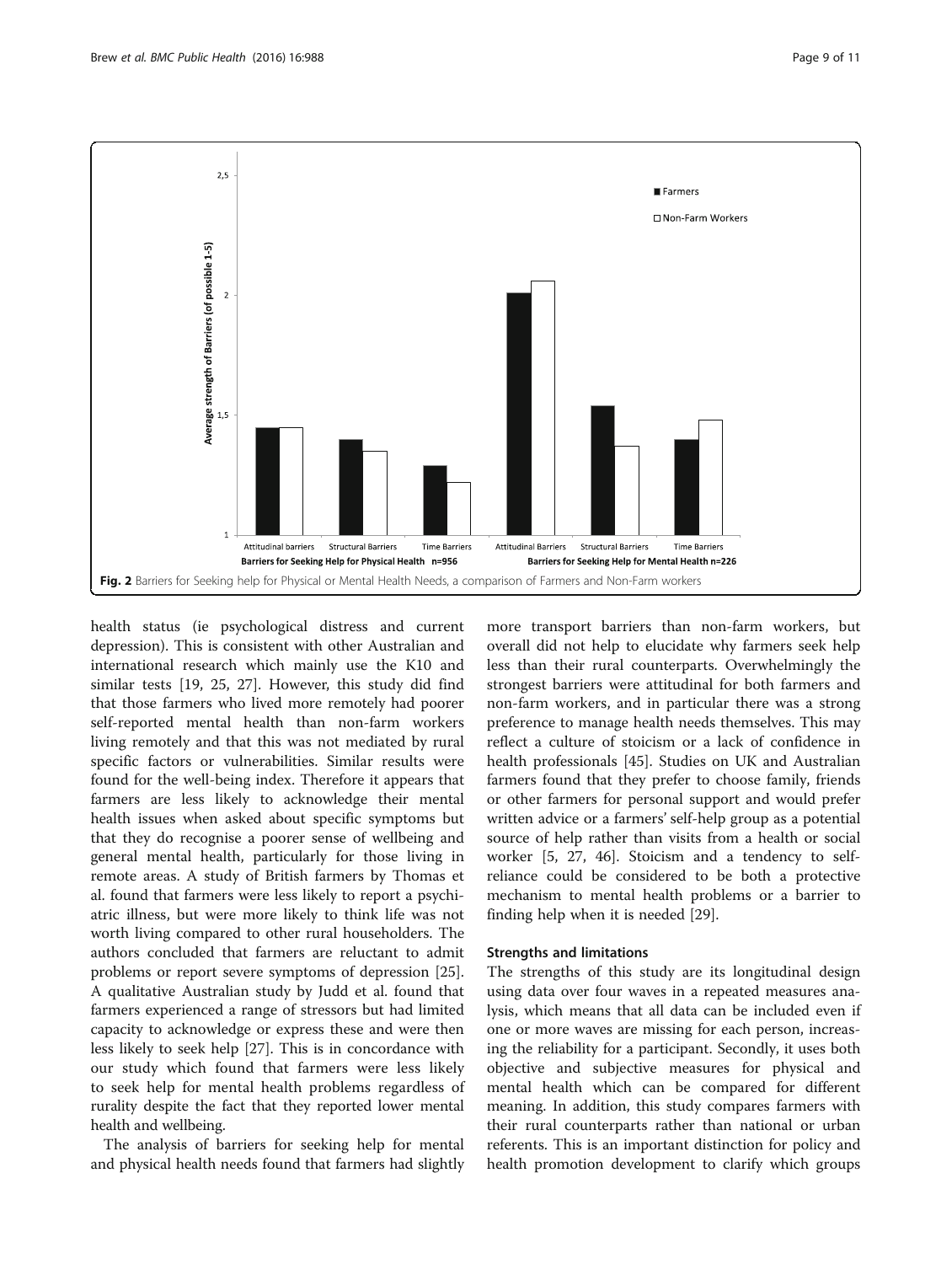Fig. 2 Barriers for Seeking help for Physical or Mental Health Needs, a comparison of Farmers and Non-Farm workers

health status (ie psychological distress and current depression). This is consistent with other Australian and international research which mainly use the K10 and similar tests [19, 25, 27]. However, this study did find that those farmers who lived more remotely had poorer self-reported mental health than non-farm workers living remotely and that this was not mediated by rural specific factors or vulnerabilities. Similar results were found for the well-being index. Therefore it appears that farmers are less likely to acknowledge their mental health issues when asked about specific symptoms but that they do recognise a poorer sense of wellbeing and general mental health, particularly for those living in remote areas. A study of British farmers by Thomas et al. found that farmers were less likely to report a psychiatric illness, but were more likely to think life was not worth living compared to other rural householders. The authors concluded that farmers are reluctant to admit problems or report severe symptoms of depression [25]. A qualitative Australian study by Judd et al. found that farmers experienced a range of stressors but had limited capacity to acknowledge or express these and were then less likely to seek help [27]. This is in concordance with our study which found that farmers were less likely to seek help for mental health problems regardless of rurality despite the fact that they reported lower mental health and wellbeing.

The analysis of barriers for seeking help for mental and physical health needs found that farmers had slightly more transport barriers than non-farm workers, but overall did not help to elucidate why farmers seek help less than their rural counterparts. Overwhelmingly the strongest barriers were attitudinal for both farmers and non-farm workers, and in particular there was a strong preference to manage health needs themselves. This may reflect a culture of stoicism or a lack of confidence in health professionals [45]. Studies on UK and Australian farmers found that they prefer to choose family, friends or other farmers for personal support and would prefer written advice or a farmers' self-help group as a potential source of help rather than visits from a health or social worker [5, 27, 46]. Stoicism and a tendency to self-reliance could be considered to be both a protective mechanism to mental health problems or a barrier to finding help when it is needed [29].

### Strengths and limitations

The strengths of this study are its longitudinal design using data over four waves in a repeated measures analysis, which means that all data can be included even if one or more waves are missing for each person, increasing the reliability for a participant. Secondly, it uses both objective and subjective measures for physical and mental health which can be compared for different meaning. In addition, this study compares farmers with their rural counterparts rather than national or urban referents. This is an important distinction for policy and health promotion development to clarify which groups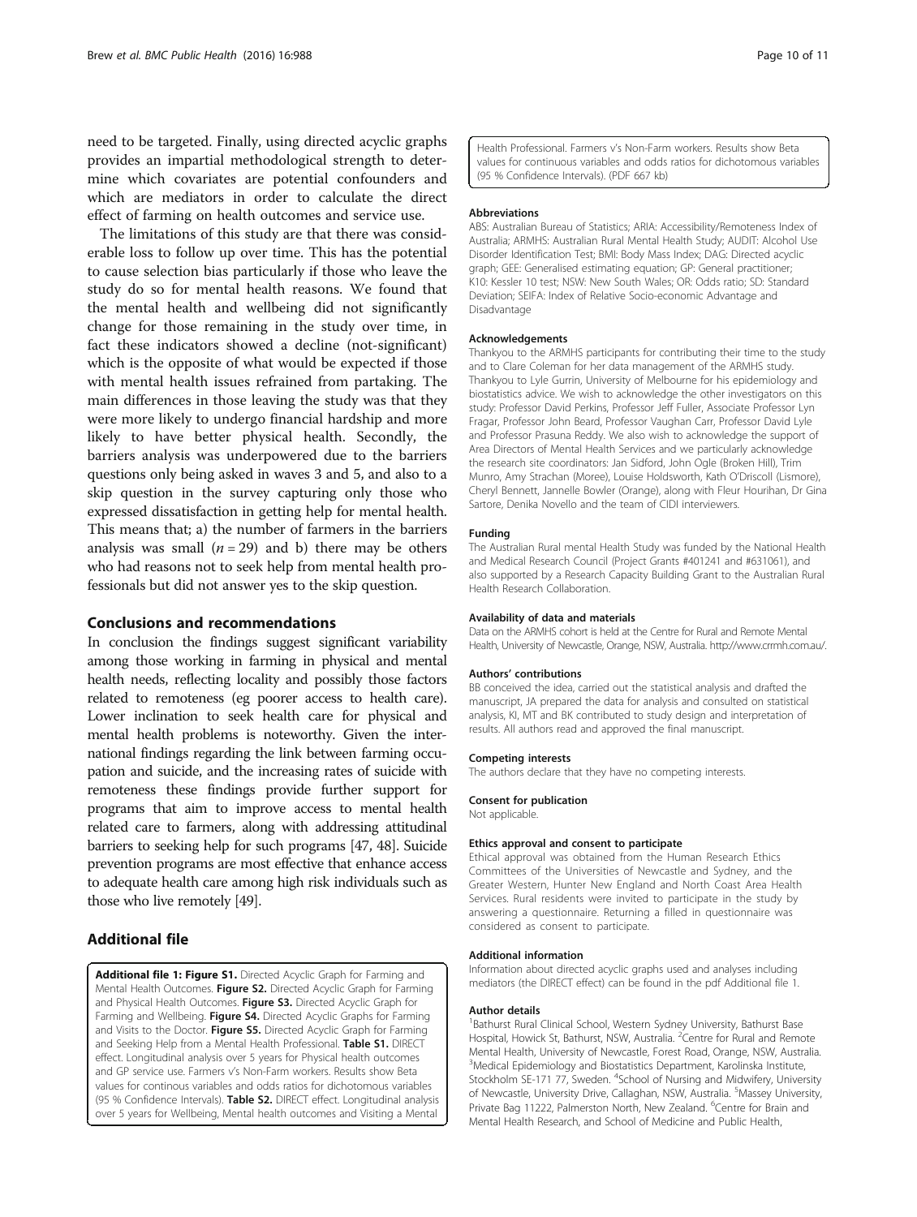need to be targeted. Finally, using directed acyclic graphs provides an impartial methodological strength to determine which covariates are potential confounders and which are mediators in order to calculate the direct effect of farming on health outcomes and service use.

The limitations of this study are that there was considerable loss to follow up over time. This has the potential to cause selection bias particularly if those who leave the study do so for mental health reasons. We found that the mental health and wellbeing did not significantly change for those remaining in the study over time, in fact these indicators showed a decline (not-significant) which is the opposite of what would be expected if those with mental health issues refrained from partaking. The main differences in those leaving the study was that they were more likely to undergo financial hardship and more likely to have better physical health. Secondly, the barriers analysis was underpowered due to the barriers questions only being asked in waves 3 and 5, and also to a skip question in the survey capturing only those who expressed dissatisfaction in getting help for mental health. This means that; a) the number of farmers in the barriers analysis was small ($n = 29$) and b) there may be others who had reasons not to seek help from mental health professionals but did not answer yes to the skip question.

## Conclusions and recommendations

In conclusion the findings suggest significant variability among those working in farming in physical and mental health needs, reflecting locality and possibly those factors related to remoteness (eg poorer access to health care). Lower inclination to seek health care for physical and mental health problems is noteworthy. Given the international findings regarding the link between farming occupation and suicide, and the increasing rates of suicide with remoteness these findings provide further support for programs that aim to improve access to mental health related care to farmers, along with addressing attitudinal barriers to seeking help for such programs [47, 48]. Suicide prevention programs are most effective that enhance access to adequate health care among high risk individuals such as those who live remotely [49].

## Additional file

**Additional file 1: Figure S1.** Directed Acyclic Graph for Farming and Mental Health Outcomes. **Figure S2.** Directed Acyclic Graph for Farming and Physical Health Outcomes. **Figure S3.** Directed Acyclic Graph for Farming and Wellbeing. **Figure S4.** Directed Acyclic Graphs for Farming and Visits to the Doctor. **Figure S5.** Directed Acyclic Graph for Farming and Seeking Help from a Mental Health Professional. **Table S1.** DIRECT effect. Longitudinal analysis over 5 years for Physical health outcomes and GP service use. Farmers v's Non-Farm workers. Results show Beta values for continous variables and odds ratios for dichotomous variables (95 % Confidence Intervals). **Table S2.** DIRECT effect. Longitudinal analysis over 5 years for Wellbeing, Mental health outcomes and Visiting a Mental Health Professional. Farmers v's Non-Farm workers. Results show Beta values for continuous variables and odds ratios for dichotomous variables (95 % Confidence Intervals). (PDF 667 kb)

### Abbreviations

ABS: Australian Bureau of Statistics; ARIA: Accessibility/Remoteness Index of Australia; ARMHS: Australian Rural Mental Health Study; AUDIT: Alcohol Use Disorder Identification Test; BMI: Body Mass Index; DAG: Directed acyclic graph; GEE: Generalised estimating equation; GP: General practitioner; K10: Kessler 10 test; NSW: New South Wales; OR: Odds ratio; SD: Standard Deviation; SEIFA: Index of Relative Socio-economic Advantage and Disadvantage

### Acknowledgements

Thankyou to the ARMHS participants for contributing their time to the study and to Clare Coleman for her data management of the ARMHS study. Thankyou to Lyle Gurrin, University of Melbourne for his epidemiology and biostatistics advice. We wish to acknowledge the other investigators on this study: Professor David Perkins, Professor Jeff Fuller, Associate Professor Lyn Fragar, Professor John Beard, Professor Vaughan Carr, Professor David Lyle and Professor Prasuna Reddy. We also wish to acknowledge the support of Area Directors of Mental Health Services and we particularly acknowledge the research site coordinators: Jan Sidford, John Ogle (Broken Hill), Trim Munro, Amy Strachan (Moree), Louise Holdsworth, Kath O'Driscoll (Lismore), Cheryl Bennett, Jannelle Bowler (Orange), along with Fleur Hourihan, Dr Gina Sartore, Denika Novello and the team of CIDI interviewers.

### Funding

The Australian Rural mental Health Study was funded by the National Health and Medical Research Council (Project Grants #401241 and #631061), and also supported by a Research Capacity Building Grant to the Australian Rural Health Research Collaboration.

### Availability of data and materials

Data on the ARMHS cohort is held at the Centre for Rural and Remote Mental Health, University of Newcastle, Orange, NSW, Australia. http://www.crrmh.com.au/.

### Authors' contributions

BB conceived the idea, carried out the statistical analysis and drafted the manuscript, JA prepared the data for analysis and consulted on statistical analysis, KI, MT and BK contributed to study design and interpretation of results. All authors read and approved the final manuscript.

### Competing interests

The authors declare that they have no competing interests.

### Consent for publication

Not applicable.

### Ethics approval and consent to participate

Ethical approval was obtained from the Human Research Ethics Committees of the Universities of Newcastle and Sydney, and the Greater Western, Hunter New England and North Coast Area Health Services. Rural residents were invited to participate in the study by answering a questionnaire. Returning a filled in questionnaire was considered as consent to participate.

### Additional information

Information about directed acyclic graphs used and analyses including mediators (the DIRECT effect) can be found in the pdf Additional file 1.

### Author details

[1]Bathurst Rural Clinical School, Western Sydney University, Bathurst Base Hospital, Howick St, Bathurst, NSW, Australia. [2]Centre for Rural and Remote Mental Health, University of Newcastle, Forest Road, Orange, NSW, Australia. [3]Medical Epidemiology and Biostatistics Department, Karolinska Institute, Stockholm SE-171 77, Sweden. [4]School of Nursing and Midwifery, University of Newcastle, University Drive, Callaghan, NSW, Australia. [5]Massey University, Private Bag 11222, Palmerston North, New Zealand. [6]Centre for Brain and Mental Health Research, and School of Medicine and Public Health,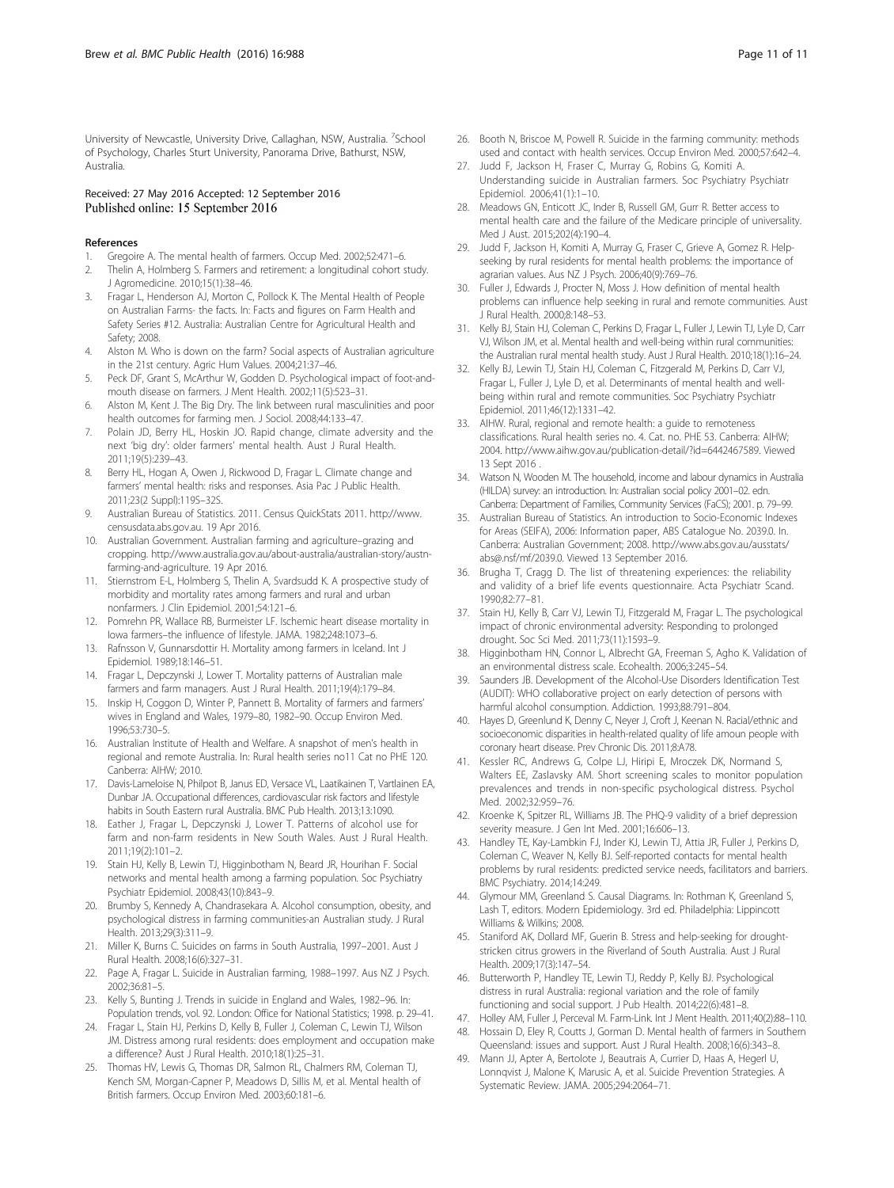University of Newcastle, University Drive, Callaghan, NSW, Australia. [7]School of Psychology, Charles Sturt University, Panorama Drive, Bathurst, NSW, Australia.

Received: 27 May 2016 Accepted: 12 September 2016
Published online: 15 September 2016

## References

1. Gregoire A. The mental health of farmers. Occup Med. 2002;52:471–6.
2. Thelin A, Holmberg S. Farmers and retirement: a longitudinal cohort study. J Agromedicine. 2010;15(1):38–46.
3. Fragar L, Henderson AJ, Morton C, Pollock K. The Mental Health of People on Australian Farms- the facts. In: Facts and figures on Farm Health and Safety Series #12. Australia: Australian Centre for Agricultural Health and Safety; 2008.
4. Alston M. Who is down on the farm? Social aspects of Australian agriculture in the 21st century. Agric Hum Values. 2004;21:37–46.
5. Peck DF, Grant S, McArthur W, Godden D. Psychological impact of foot-and-mouth disease on farmers. J Ment Health. 2002;11(5):523–31.
6. Alston M, Kent J. The Big Dry. The link between rural masculinities and poor health outcomes for farming men. J Sociol. 2008;44:133–47.
7. Polain JD, Berry HL, Hoskin JO. Rapid change, climate adversity and the next 'big dry': older farmers' mental health. Aust J Rural Health. 2011;19(5):239–43.
8. Berry HL, Hogan A, Owen J, Rickwood D, Fragar L. Climate change and farmers' mental health: risks and responses. Asia Pac J Public Health. 2011;23(2 Suppl):119S–32S.
9. Australian Bureau of Statistics. 2011. Census QuickStats 2011. http://www.censusdata.abs.gov.au. 19 Apr 2016.
10. Australian Government. Australian farming and agriculture–grazing and cropping. http://www.australia.gov.au/about-australia/australian-story/austn-farming-and-agriculture. 19 Apr 2016.
11. Stiernstrom E-L, Holmberg S, Thelin A, Svardsudd K. A prospective study of morbidity and mortality rates among farmers and rural and urban nonfarmers. J Clin Epidemiol. 2001;54:121–6.
12. Pomrehn PR, Wallace RB, Burmeister LF. Ischemic heart disease mortality in Iowa farmers–the influence of lifestyle. JAMA. 1982;248:1073–6.
13. Rafnsson V, Gunnarsdottir H. Mortality among farmers in Iceland. Int J Epidemiol. 1989;18:146–51.
14. Fragar L, Depczynski J, Lower T. Mortality patterns of Australian male farmers and farm managers. Aust J Rural Health. 2011;19(4):179–84.
15. Inskip H, Coggon D, Winter P, Pannett B. Mortality of farmers and farmers' wives in England and Wales, 1979–80, 1982–90. Occup Environ Med. 1996;53:730–5.
16. Australian Institute of Health and Welfare. A snapshot of men's health in regional and remote Australia. In: Rural health series no11 Cat no PHE 120. Canberra: AIHW; 2010.
17. Davis-Lameloise N, Philpot B, Janus ED, Versace VL, Laatikainen T, Vartlainen EA, Dunbar JA. Occupational differences, cardiovascular risk factors and lifestyle habits in South Eastern rural Australia. BMC Pub Health. 2013;13:1090.
18. Eather J, Fragar L, Depczynski J, Lower T. Patterns of alcohol use for farm and non-farm residents in New South Wales. Aust J Rural Health. 2011;19(2):101–2.
19. Stain HJ, Kelly B, Lewin TJ, Higginbotham N, Beard JR, Hourihan F. Social networks and mental health among a farming population. Soc Psychiatry Psychiatr Epidemiol. 2008;43(10):843–9.
20. Brumby S, Kennedy A, Chandrasekara A. Alcohol consumption, obesity, and psychological distress in farming communities-an Australian study. J Rural Health. 2013;29(3):311–9.
21. Miller K, Burns C. Suicides on farms in South Australia, 1997–2001. Aust J Rural Health. 2008;16(6):327–31.
22. Page A, Fragar L. Suicide in Australian farming, 1988–1997. Aus NZ J Psych. 2002;36:81–5.
23. Kelly S, Bunting J. Trends in suicide in England and Wales, 1982–96. In: Population trends, vol. 92. London: Office for National Statistics; 1998. p. 29–41.
24. Fragar L, Stain HJ, Perkins D, Kelly B, Fuller J, Coleman C, Lewin TJ, Wilson JM. Distress among rural residents: does employment and occupation make a difference? Aust J Rural Health. 2010;18(1):25–31.
25. Thomas HV, Lewis G, Thomas DR, Salmon RL, Chalmers RM, Coleman TJ, Kench SM, Morgan-Capner P, Meadows D, Sillis M, et al. Mental health of British farmers. Occup Environ Med. 2003;60:181–6.
26. Booth N, Briscoe M, Powell R. Suicide in the farming community: methods used and contact with health services. Occup Environ Med. 2000;57:642–4.
27. Judd F, Jackson H, Fraser C, Murray G, Robins G, Komiti A. Understanding suicide in Australian farmers. Soc Psychiatry Psychiatr Epidemiol. 2006;41(1):1–10.
28. Meadows GN, Enticott JC, Inder B, Russell GM, Gurr R. Better access to mental health care and the failure of the Medicare principle of universality. Med J Aust. 2015;202(4):190–4.
29. Judd F, Jackson H, Komiti A, Murray G, Fraser C, Grieve A, Gomez R. Help-seeking by rural residents for mental health problems: the importance of agrarian values. Aus NZ J Psych. 2006;40(9):769–76.
30. Fuller J, Edwards J, Procter N, Moss J. How definition of mental health problems can influence help seeking in rural and remote communities. Aust J Rural Health. 2000;8:148–53.
31. Kelly BJ, Stain HJ, Coleman C, Perkins D, Fragar L, Fuller J, Lewin TJ, Lyle D, Carr VJ, Wilson JM, et al. Mental health and well-being within rural communities: the Australian rural mental health study. Aust J Rural Health. 2010;18(1):16–24.
32. Kelly BJ, Lewin TJ, Stain HJ, Coleman C, Fitzgerald M, Perkins D, Carr VJ, Fragar L, Fuller J, Lyle D, et al. Determinants of mental health and well-being within rural and remote communities. Soc Psychiatry Psychiatr Epidemiol. 2011;46(12):1331–42.
33. AIHW. Rural, regional and remote health: a guide to remoteness classifications. Rural health series no. 4. Cat. no. PHE 53. Canberra: AIHW; 2004. http://www.aihw.gov.au/publication-detail/?id=6442467589. Viewed 13 Sept 2016 .
34. Watson N, Wooden M. The household, income and labour dynamics in Australia (HILDA) survey: an introduction. In: Australian social policy 2001–02. edn. Canberra: Department of Families, Community Services (FaCS); 2001. p. 79–99.
35. Australian Bureau of Statistics. An introduction to Socio-Economic Indexes for Areas (SEIFA), 2006: Information paper, ABS Catalogue No. 2039.0. In. Canberra: Australian Government; 2008. http://www.abs.gov.au/ausstats/abs@.nsf/mf/2039.0. Viewed 13 September 2016.
36. Brugha T, Cragg D. The list of threatening experiences: the reliability and validity of a brief life events questionnaire. Acta Psychiatr Scand. 1990;82:77–81.
37. Stain HJ, Kelly B, Carr VJ, Lewin TJ, Fitzgerald M, Fragar L. The psychological impact of chronic environmental adversity: Responding to prolonged drought. Soc Sci Med. 2011;73(11):1593–9.
38. Higginbotham HN, Connor L, Albrecht GA, Freeman S, Agho K. Validation of an environmental distress scale. Ecohealth. 2006;3:245–54.
39. Saunders JB. Development of the Alcohol-Use Disorders Identification Test (AUDIT): WHO collaborative project on early detection of persons with harmful alcohol consumption. Addiction. 1993;88:791–804.
40. Hayes D, Greenlund K, Denny C, Neyer J, Croft J, Keenan N. Racial/ethnic and socioeconomic disparities in health-related quality of life amoun people with coronary heart disease. Prev Chronic Dis. 2011;8:A78.
41. Kessler RC, Andrews G, Colpe LJ, Hiripi E, Mroczek DK, Normand S, Walters EE, Zaslavsky AM. Short screening scales to monitor population prevalences and trends in non-specific psychological distress. Psychol Med. 2002;32:959–76.
42. Kroenke K, Spitzer RL, Williams JB. The PHQ-9 validity of a brief depression severity measure. J Gen Int Med. 2001;16:606–13.
43. Handley TE, Kay-Lambkin FJ, Inder KJ, Lewin TJ, Attia JR, Fuller J, Perkins D, Coleman C, Weaver N, Kelly BJ. Self-reported contacts for mental health problems by rural residents: predicted service needs, facilitators and barriers. BMC Psychiatry. 2014;14:249.
44. Glymour MM, Greenland S. Causal Diagrams. In: Rothman K, Greenland S, Lash T, editors. Modern Epidemiology. 3rd ed. Philadelphia: Lippincott Williams & Wilkins; 2008.
45. Staniford AK, Dollard MF, Guerin B. Stress and help-seeking for drought-stricken citrus growers in the Riverland of South Australia. Aust J Rural Health. 2009;17(3):147–54.
46. Butterworth P, Handley TE, Lewin TJ, Reddy P, Kelly BJ. Psychological distress in rural Australia: regional variation and the role of family functioning and social support. J Pub Health. 2014;22(6):481–8.
47. Holley AM, Fuller J, Perceval M. Farm-Link. Int J Ment Health. 2011;40(2):88–110.
48. Hossain D, Eley R, Coutts J, Gorman D. Mental health of farmers in Southern Queensland: issues and support. Aust J Rural Health. 2008;16(6):343–8.
49. Mann JJ, Apter A, Bertolote J, Beautrais A, Currier D, Haas A, Hegerl U, Lonnqvist J, Malone K, Marusic A, et al. Suicide Prevention Strategies. A Systematic Review. JAMA. 2005;294:2064–71.